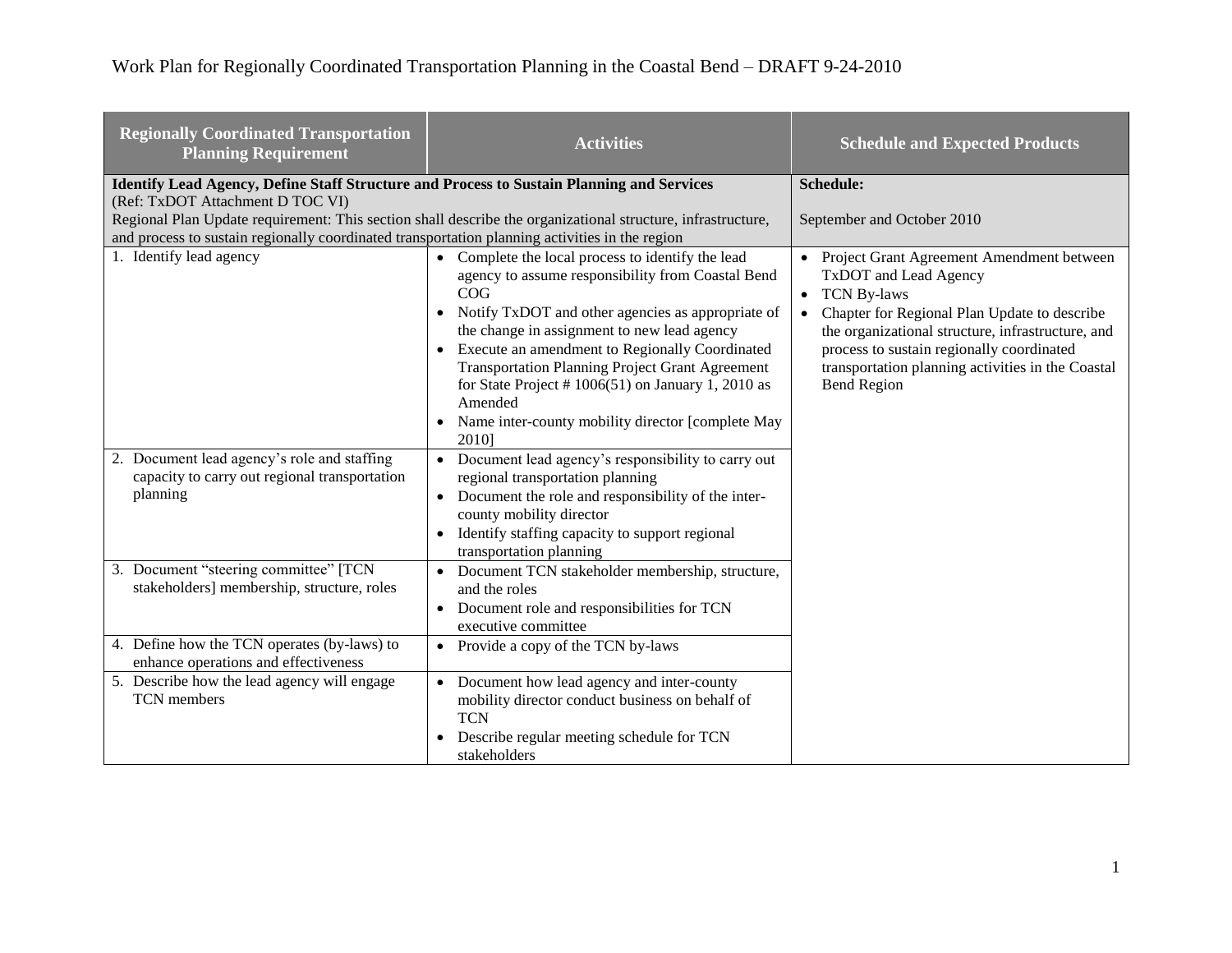# Work Plan for Regionally Coordinated Transportation Planning in the Coastal Bend – DRAFT 9-24-2010

| Regionally Coordinated Transportation Planning Requirement | Activities | Schedule and Expected Products |
|---|---|---|
| **Identify Lead Agency, Define Staff Structure and Process to Sustain Planning and Services** (Ref: TxDOT Attachment D TOC VI) Regional Plan Update requirement: This section shall describe the organizational structure, infrastructure, and process to sustain regionally coordinated transportation planning activities in the region | | **Schedule:** September and October 2010 |
| 1. Identify lead agency | • Complete the local process to identify the lead agency to assume responsibility from Coastal Bend COG<br>• Notify TxDOT and other agencies as appropriate of the change in assignment to new lead agency<br>• Execute an amendment to Regionally Coordinated Transportation Planning Project Grant Agreement for State Project # 1006(51) on January 1, 2010 as Amended<br>• Name inter-county mobility director [complete May 2010] | • Project Grant Agreement Amendment between TxDOT and Lead Agency<br>• TCN By-laws<br>• Chapter for Regional Plan Update to describe the organizational structure, infrastructure, and process to sustain regionally coordinated transportation planning activities in the Coastal Bend Region |
| 2. Document lead agency's role and staffing capacity to carry out regional transportation planning | • Document lead agency's responsibility to carry out regional transportation planning<br>• Document the role and responsibility of the inter-county mobility director<br>• Identify staffing capacity to support regional transportation planning | |
| 3. Document "steering committee" [TCN stakeholders] membership, structure, roles | • Document TCN stakeholder membership, structure, and the roles<br>• Document role and responsibilities for TCN executive committee | |
| 4. Define how the TCN operates (by-laws) to enhance operations and effectiveness | • Provide a copy of the TCN by-laws | |
| 5. Describe how the lead agency will engage TCN members | • Document how lead agency and inter-county mobility director conduct business on behalf of TCN<br>• Describe regular meeting schedule for TCN stakeholders | |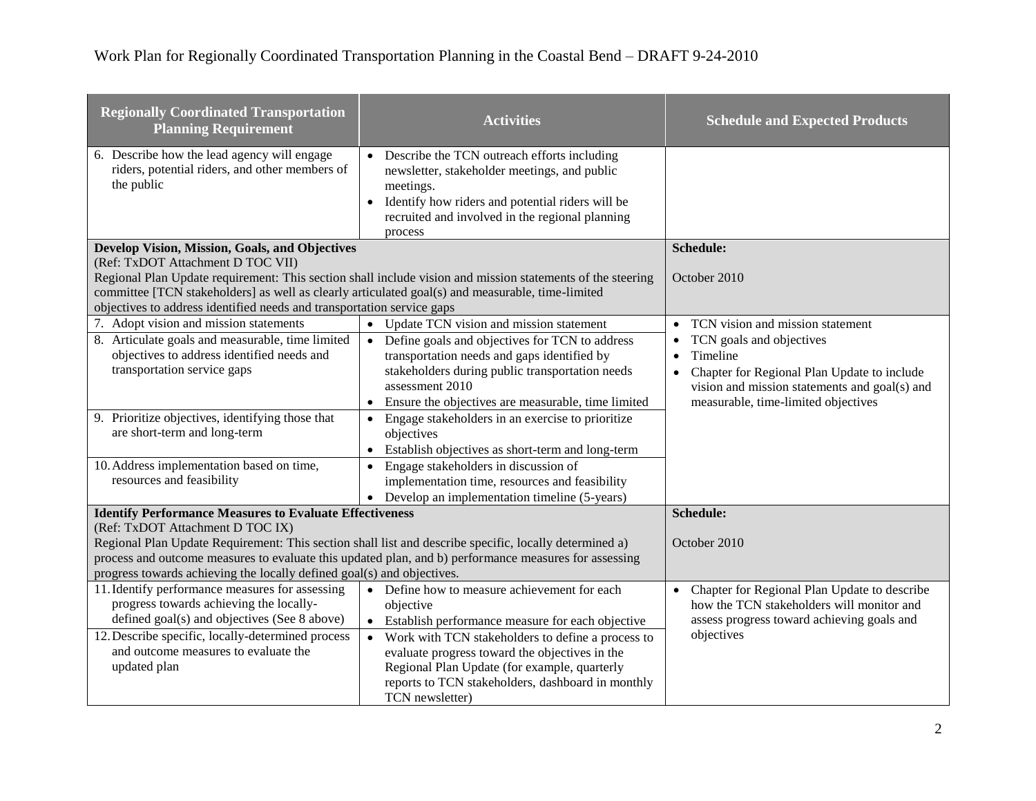| Regionally Coordinated Transportation Planning Requirement | Activities | Schedule and Expected Products |
|---|---|---|
| 6. Describe how the lead agency will engage riders, potential riders, and other members of the public | • Describe the TCN outreach efforts including newsletter, stakeholder meetings, and public meetings.<br>• Identify how riders and potential riders will be recruited and involved in the regional planning process | |
| **Develop Vision, Mission, Goals, and Objectives**<br>(Ref: TxDOT Attachment D TOC VII)<br>Regional Plan Update requirement: This section shall include vision and mission statements of the steering committee [TCN stakeholders] as well as clearly articulated goal(s) and measurable, time-limited objectives to address identified needs and transportation service gaps | | **Schedule:**<br><br>October 2010 |
| 7. Adopt vision and mission statements | • Update TCN vision and mission statement | • TCN vision and mission statement<br>• TCN goals and objectives<br>• Timeline<br>• Chapter for Regional Plan Update to include vision and mission statements and goal(s) and measurable, time-limited objectives |
| 8. Articulate goals and measurable, time limited objectives to address identified needs and transportation service gaps | • Define goals and objectives for TCN to address transportation needs and gaps identified by stakeholders during public transportation needs assessment 2010<br>• Ensure the objectives are measurable, time limited | |
| 9. Prioritize objectives, identifying those that are short-term and long-term | • Engage stakeholders in an exercise to prioritize objectives<br>• Establish objectives as short-term and long-term | |
| 10. Address implementation based on time, resources and feasibility | • Engage stakeholders in discussion of implementation time, resources and feasibility<br>• Develop an implementation timeline (5-years) | |
| **Identify Performance Measures to Evaluate Effectiveness**<br>(Ref: TxDOT Attachment D TOC IX)<br>Regional Plan Update Requirement: This section shall list and describe specific, locally determined a) process and outcome measures to evaluate this updated plan, and b) performance measures for assessing progress towards achieving the locally defined goal(s) and objectives. | | **Schedule:**<br><br>October 2010 |
| 11. Identify performance measures for assessing progress towards achieving the locally-defined goal(s) and objectives (See 8 above) | • Define how to measure achievement for each objective<br>• Establish performance measure for each objective | • Chapter for Regional Plan Update to describe how the TCN stakeholders will monitor and assess progress toward achieving goals and objectives |
| 12. Describe specific, locally-determined process and outcome measures to evaluate the updated plan | • Work with TCN stakeholders to define a process to evaluate progress toward the objectives in the Regional Plan Update (for example, quarterly reports to TCN stakeholders, dashboard in monthly TCN newsletter) | |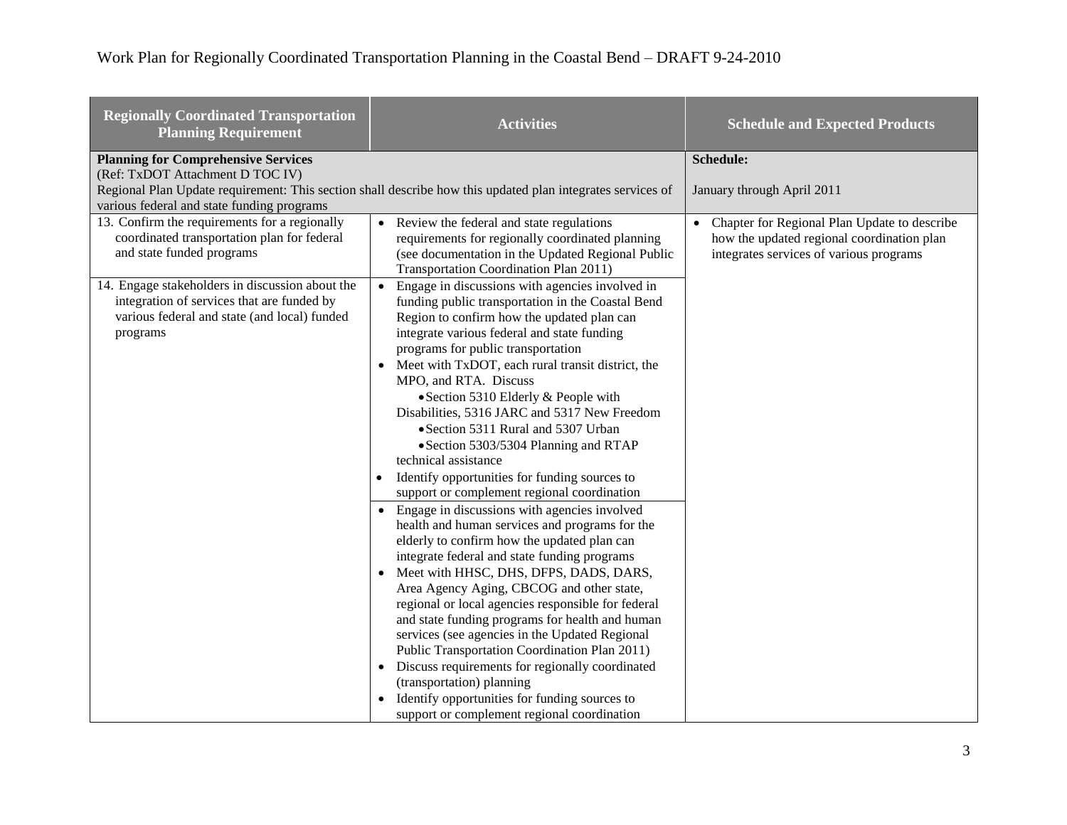Work Plan for Regionally Coordinated Transportation Planning in the Coastal Bend – DRAFT 9-24-2010

| Regionally Coordinated Transportation Planning Requirement | Activities | Schedule and Expected Products |
|---|---|---|
| **Planning for Comprehensive Services**<br>(Ref: TxDOT Attachment D TOC IV)<br>Regional Plan Update requirement: This section shall describe how this updated plan integrates services of various federal and state funding programs | | **Schedule:**<br><br>January through April 2011 |
| 13. Confirm the requirements for a regionally coordinated transportation plan for federal and state funded programs | • Review the federal and state regulations requirements for regionally coordinated planning (see documentation in the Updated Regional Public Transportation Coordination Plan 2011) | • Chapter for Regional Plan Update to describe how the updated regional coordination plan integrates services of various programs |
| 14. Engage stakeholders in discussion about the integration of services that are funded by various federal and state (and local) funded programs | • Engage in discussions with agencies involved in funding public transportation in the Coastal Bend Region to confirm how the updated plan can integrate various federal and state funding programs for public transportation<br>• Meet with TxDOT, each rural transit district, the MPO, and RTA. Discuss<br>  • Section 5310 Elderly & People with Disabilities, 5316 JARC and 5317 New Freedom<br>  • Section 5311 Rural and 5307 Urban<br>  • Section 5303/5304 Planning and RTAP technical assistance<br>• Identify opportunities for funding sources to support or complement regional coordination | |
| | • Engage in discussions with agencies involved health and human services and programs for the elderly to confirm how the updated plan can integrate federal and state funding programs<br>• Meet with HHSC, DHS, DFPS, DADS, DARS, Area Agency Aging, CBCOG and other state, regional or local agencies responsible for federal and state funding programs for health and human services (see agencies in the Updated Regional Public Transportation Coordination Plan 2011)<br>• Discuss requirements for regionally coordinated (transportation) planning<br>• Identify opportunities for funding sources to support or complement regional coordination | |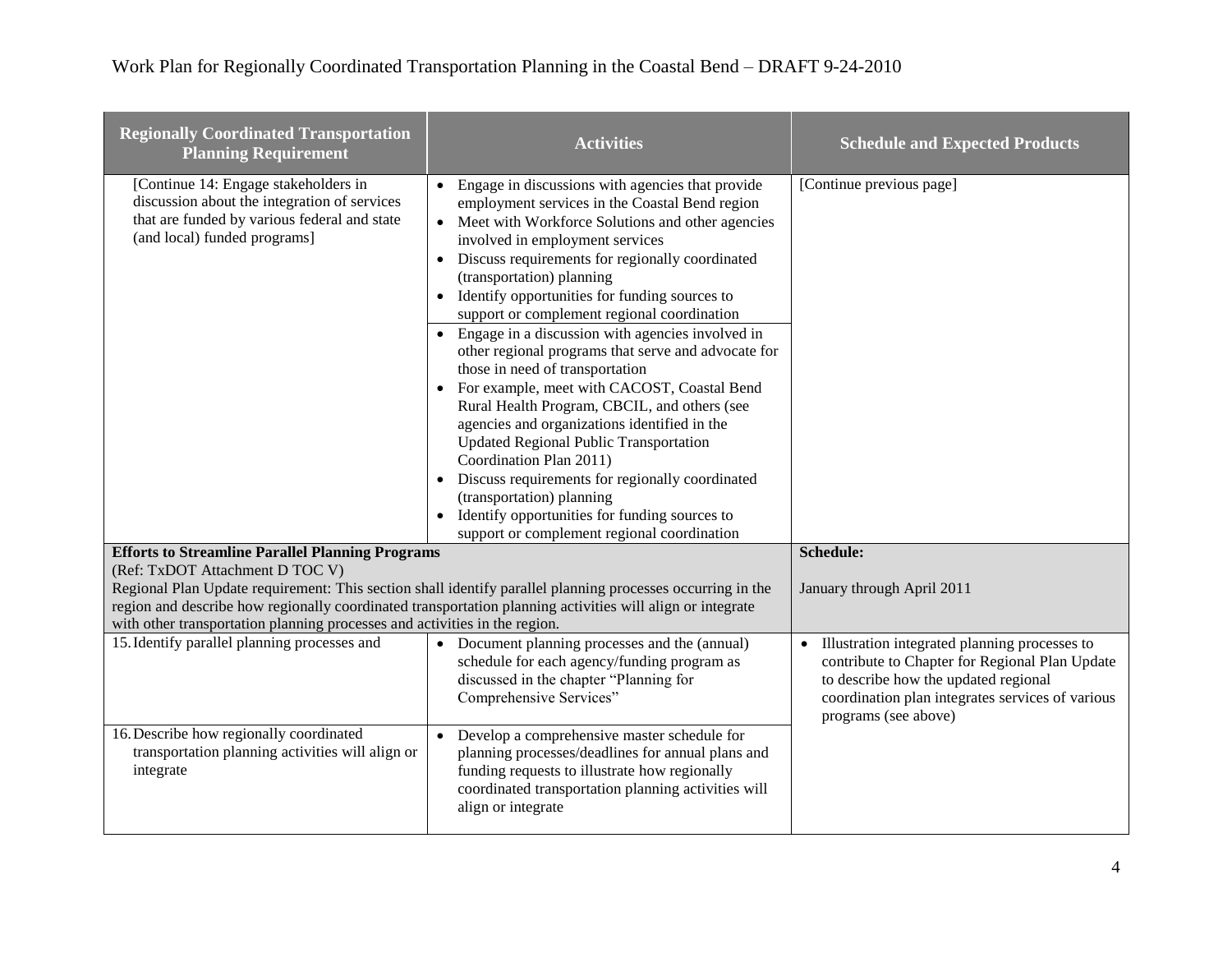| Regionally Coordinated Transportation Planning Requirement | Activities | Schedule and Expected Products |
| --- | --- | --- |
| [Continue 14: Engage stakeholders in discussion about the integration of services that are funded by various federal and state (and local) funded programs] | • Engage in discussions with agencies that provide employment services in the Coastal Bend region<br>• Meet with Workforce Solutions and other agencies involved in employment services<br>• Discuss requirements for regionally coordinated (transportation) planning<br>• Identify opportunities for funding sources to support or complement regional coordination | [Continue previous page] |
| | • Engage in a discussion with agencies involved in other regional programs that serve and advocate for those in need of transportation<br>• For example, meet with CACOST, Coastal Bend Rural Health Program, CBCIL, and others (see agencies and organizations identified in the Updated Regional Public Transportation Coordination Plan 2011)<br>• Discuss requirements for regionally coordinated (transportation) planning<br>• Identify opportunities for funding sources to support or complement regional coordination | |
| **Efforts to Streamline Parallel Planning Programs**<br>(Ref: TxDOT Attachment D TOC V)<br>Regional Plan Update requirement: This section shall identify parallel planning processes occurring in the region and describe how regionally coordinated transportation planning activities will align or integrate with other transportation planning processes and activities in the region. | | **Schedule:**<br><br>January through April 2011 |
| 15. Identify parallel planning processes and | • Document planning processes and the (annual) schedule for each agency/funding program as discussed in the chapter "Planning for Comprehensive Services" | • Illustration integrated planning processes to contribute to Chapter for Regional Plan Update to describe how the updated regional coordination plan integrates services of various programs (see above) |
| 16. Describe how regionally coordinated transportation planning activities will align or integrate | • Develop a comprehensive master schedule for planning processes/deadlines for annual plans and funding requests to illustrate how regionally coordinated transportation planning activities will align or integrate | |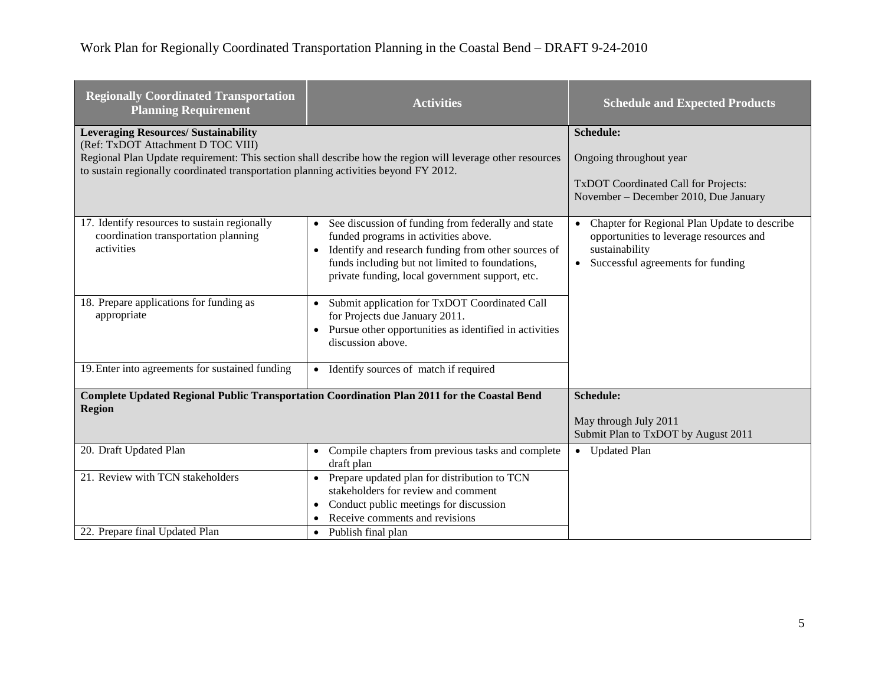| Regionally Coordinated Transportation Planning Requirement | Activities | Schedule and Expected Products |
|---|---|---|
| **Leveraging Resources/ Sustainability**<br>(Ref: TxDOT Attachment D TOC VIII)<br>Regional Plan Update requirement: This section shall describe how the region will leverage other resources to sustain regionally coordinated transportation planning activities beyond FY 2012. | | **Schedule:**<br>Ongoing throughout year<br>TxDOT Coordinated Call for Projects: November – December 2010, Due January |
| 17. Identify resources to sustain regionally coordination transportation planning activities | • See discussion of funding from federally and state funded programs in activities above.<br>• Identify and research funding from other sources of funds including but not limited to foundations, private funding, local government support, etc. | • Chapter for Regional Plan Update to describe opportunities to leverage resources and sustainability<br>• Successful agreements for funding |
| 18. Prepare applications for funding as appropriate | • Submit application for TxDOT Coordinated Call for Projects due January 2011.<br>• Pursue other opportunities as identified in activities discussion above. | |
| 19. Enter into agreements for sustained funding | • Identify sources of match if required | |
| **Complete Updated Regional Public Transportation Coordination Plan 2011 for the Coastal Bend Region** | | **Schedule:**<br>May through July 2011<br>Submit Plan to TxDOT by August 2011 |
| 20. Draft Updated Plan | • Compile chapters from previous tasks and complete draft plan | • Updated Plan |
| 21. Review with TCN stakeholders | • Prepare updated plan for distribution to TCN stakeholders for review and comment<br>• Conduct public meetings for discussion<br>• Receive comments and revisions | |
| 22. Prepare final Updated Plan | • Publish final plan | |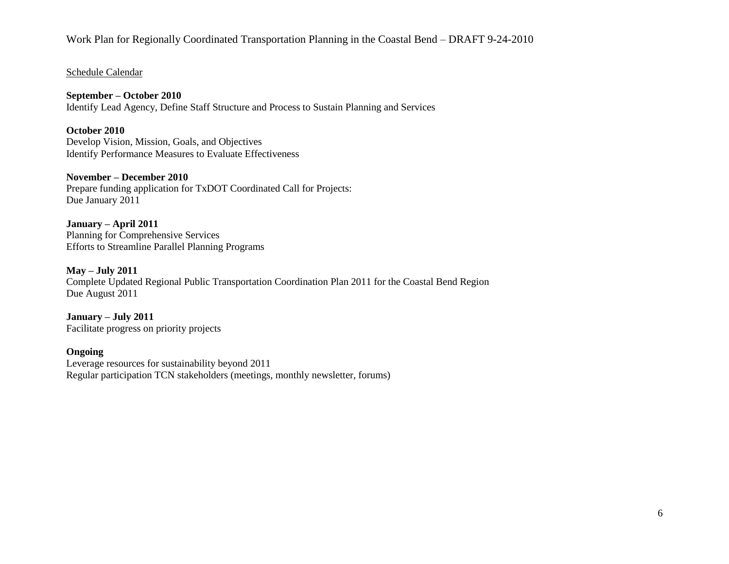Schedule Calendar

**September – October 2010**
Identify Lead Agency, Define Staff Structure and Process to Sustain Planning and Services

**October 2010**
Develop Vision, Mission, Goals, and Objectives
Identify Performance Measures to Evaluate Effectiveness

**November – December 2010**
Prepare funding application for TxDOT Coordinated Call for Projects:
Due January 2011

**January – April 2011**
Planning for Comprehensive Services
Efforts to Streamline Parallel Planning Programs

**May – July 2011**
Complete Updated Regional Public Transportation Coordination Plan 2011 for the Coastal Bend Region
Due August 2011

**January – July 2011**
Facilitate progress on priority projects

**Ongoing**
Leverage resources for sustainability beyond 2011
Regular participation TCN stakeholders (meetings, monthly newsletter, forums)